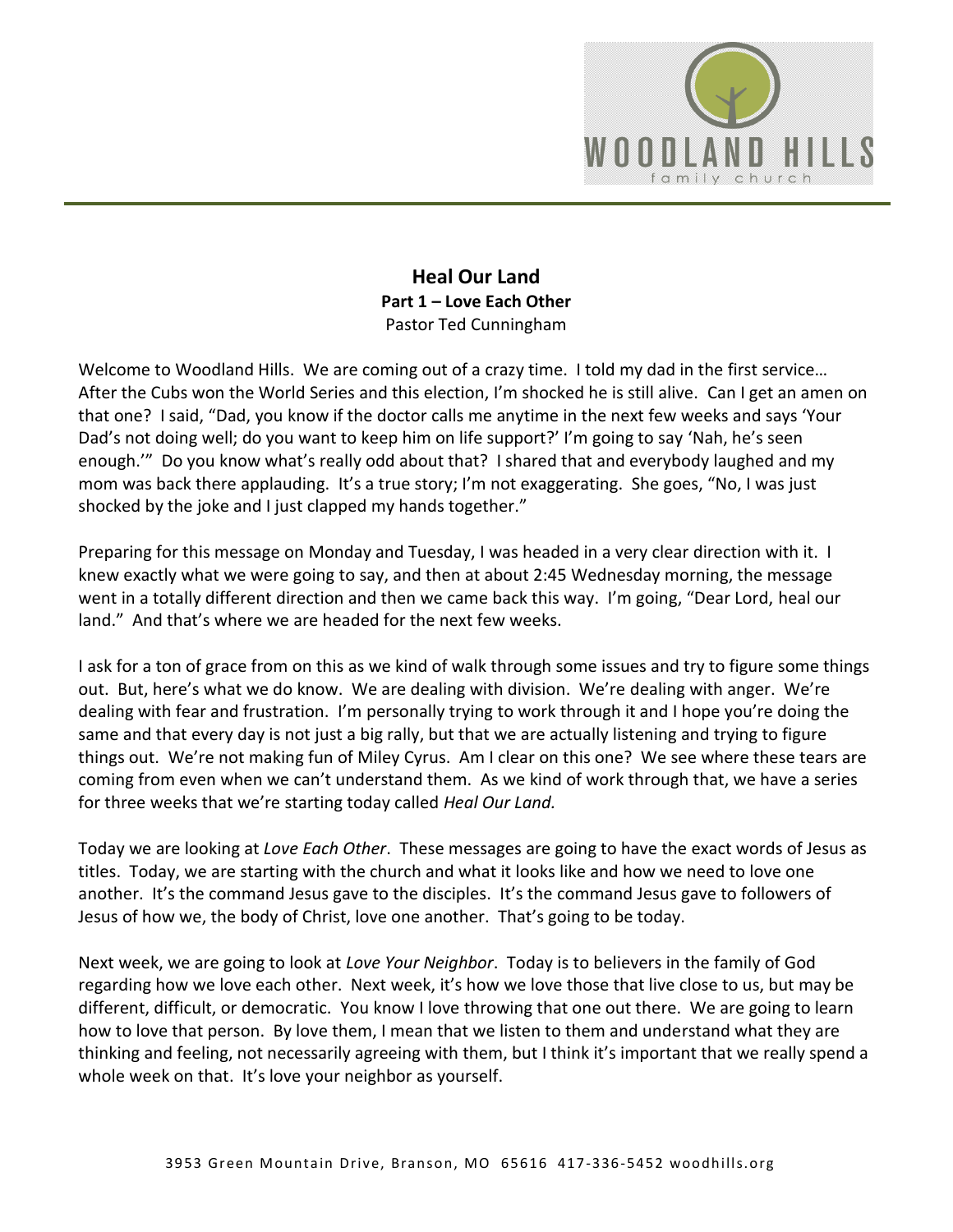# Heal Our Land

**Part 1 – Love Each Other**

Pastor Ted Cunningham

Welcome to Woodland Hills. We are coming out of a crazy time. I told my dad in the first service… After the Cubs won the World Series and this election, I'm shocked he is still alive. Can I get an amen on that one? I said, "Dad, you know if the doctor calls me anytime in the next few weeks and says 'Your Dad's not doing well; do you want to keep him on life support?' I'm going to say 'Nah, he's seen enough.'" Do you know what's really odd about that? I shared that and everybody laughed and my mom was back there applauding. It's a true story; I'm not exaggerating. She goes, "No, I was just shocked by the joke and I just clapped my hands together."

Preparing for this message on Monday and Tuesday, I was headed in a very clear direction with it. I knew exactly what we were going to say, and then at about 2:45 Wednesday morning, the message went in a totally different direction and then we came back this way. I'm going, "Dear Lord, heal our land." And that's where we are headed for the next few weeks.

I ask for a ton of grace from on this as we kind of walk through some issues and try to figure some things out. But, here's what we do know. We are dealing with division. We're dealing with anger. We're dealing with fear and frustration. I'm personally trying to work through it and I hope you're doing the same and that every day is not just a big rally, but that we are actually listening and trying to figure things out. We're not making fun of Miley Cyrus. Am I clear on this one? We see where these tears are coming from even when we can't understand them. As we kind of work through that, we have a series for three weeks that we're starting today called *Heal Our Land.*

Today we are looking at *Love Each Other*. These messages are going to have the exact words of Jesus as titles. Today, we are starting with the church and what it looks like and how we need to love one another. It's the command Jesus gave to the disciples. It's the command Jesus gave to followers of Jesus of how we, the body of Christ, love one another. That's going to be today.

Next week, we are going to look at *Love Your Neighbor*. Today is to believers in the family of God regarding how we love each other. Next week, it's how we love those that live close to us, but may be different, difficult, or democratic. You know I love throwing that one out there. We are going to learn how to love that person. By love them, I mean that we listen to them and understand what they are thinking and feeling, not necessarily agreeing with them, but I think it's important that we really spend a whole week on that. It's love your neighbor as yourself.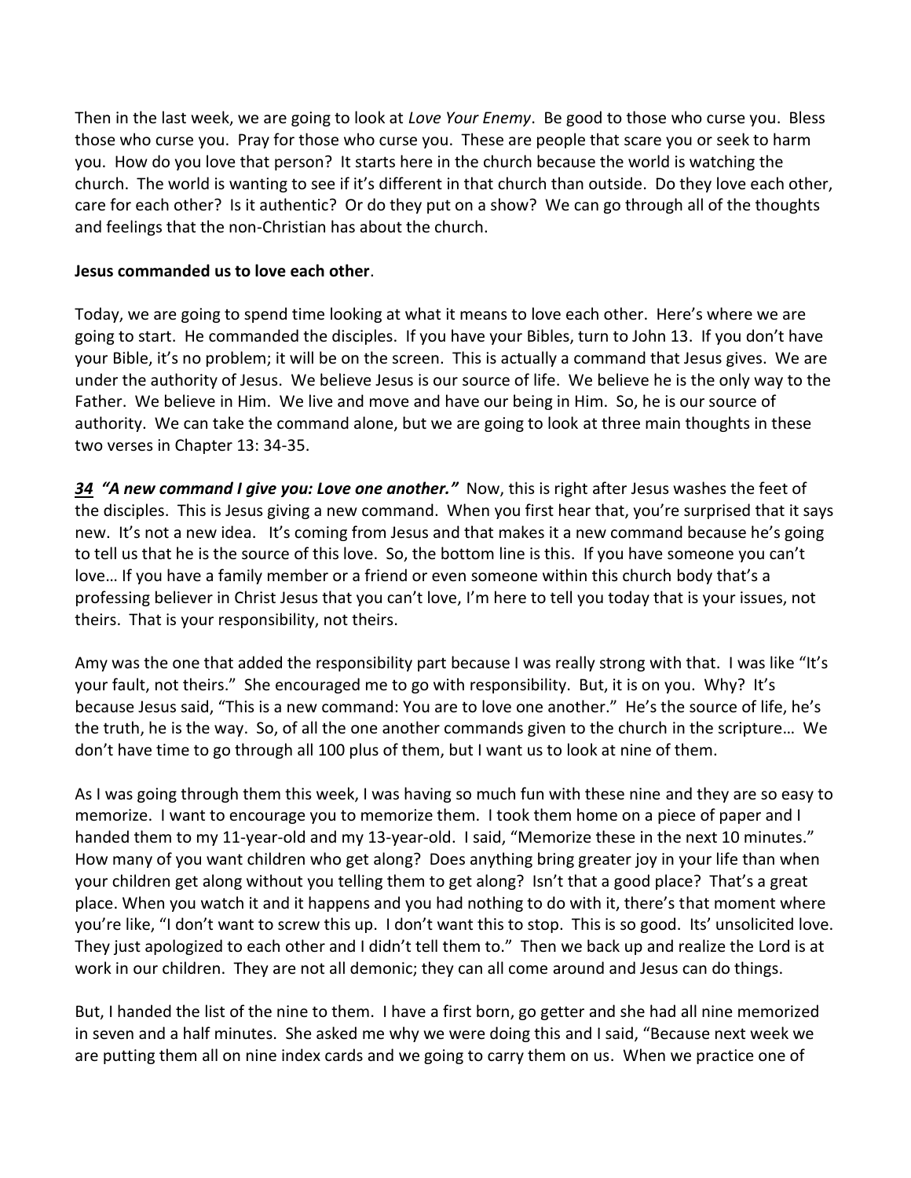Then in the last week, we are going to look at *Love Your Enemy*. Be good to those who curse you. Bless those who curse you. Pray for those who curse you. These are people that scare you or seek to harm you. How do you love that person? It starts here in the church because the world is watching the church. The world is wanting to see if it's different in that church than outside. Do they love each other, care for each other? Is it authentic? Or do they put on a show? We can go through all of the thoughts and feelings that the non-Christian has about the church.

**Jesus commanded us to love each other**.

Today, we are going to spend time looking at what it means to love each other. Here's where we are going to start. He commanded the disciples. If you have your Bibles, turn to John 13. If you don't have your Bible, it's no problem; it will be on the screen. This is actually a command that Jesus gives. We are under the authority of Jesus. We believe Jesus is our source of life. We believe he is the only way to the Father. We believe in Him. We live and move and have our being in Him. So, he is our source of authority. We can take the command alone, but we are going to look at three main thoughts in these two verses in Chapter 13: 34-35.

***34*** ***"A new command I give you: Love one another."*** Now, this is right after Jesus washes the feet of the disciples. This is Jesus giving a new command. When you first hear that, you're surprised that it says new. It's not a new idea. It's coming from Jesus and that makes it a new command because he's going to tell us that he is the source of this love. So, the bottom line is this. If you have someone you can't love… If you have a family member or a friend or even someone within this church body that's a professing believer in Christ Jesus that you can't love, I'm here to tell you today that is your issues, not theirs. That is your responsibility, not theirs.

Amy was the one that added the responsibility part because I was really strong with that. I was like "It's your fault, not theirs." She encouraged me to go with responsibility. But, it is on you. Why? It's because Jesus said, "This is a new command: You are to love one another." He's the source of life, he's the truth, he is the way. So, of all the one another commands given to the church in the scripture… We don't have time to go through all 100 plus of them, but I want us to look at nine of them.

As I was going through them this week, I was having so much fun with these nine and they are so easy to memorize. I want to encourage you to memorize them. I took them home on a piece of paper and I handed them to my 11-year-old and my 13-year-old. I said, "Memorize these in the next 10 minutes." How many of you want children who get along? Does anything bring greater joy in your life than when your children get along without you telling them to get along? Isn't that a good place? That's a great place. When you watch it and it happens and you had nothing to do with it, there's that moment where you're like, "I don't want to screw this up. I don't want this to stop. This is so good. Its' unsolicited love. They just apologized to each other and I didn't tell them to." Then we back up and realize the Lord is at work in our children. They are not all demonic; they can all come around and Jesus can do things.

But, I handed the list of the nine to them. I have a first born, go getter and she had all nine memorized in seven and a half minutes. She asked me why we were doing this and I said, "Because next week we are putting them all on nine index cards and we going to carry them on us. When we practice one of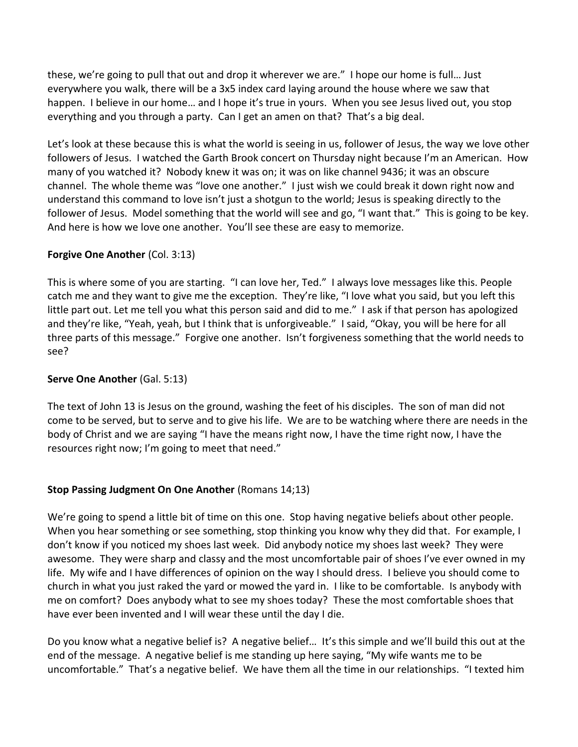these, we're going to pull that out and drop it wherever we are." I hope our home is full… Just everywhere you walk, there will be a 3x5 index card laying around the house where we saw that happen. I believe in our home… and I hope it's true in yours. When you see Jesus lived out, you stop everything and you through a party. Can I get an amen on that? That's a big deal.

Let's look at these because this is what the world is seeing in us, follower of Jesus, the way we love other followers of Jesus. I watched the Garth Brook concert on Thursday night because I'm an American. How many of you watched it? Nobody knew it was on; it was on like channel 9436; it was an obscure channel. The whole theme was "love one another." I just wish we could break it down right now and understand this command to love isn't just a shotgun to the world; Jesus is speaking directly to the follower of Jesus. Model something that the world will see and go, "I want that." This is going to be key. And here is how we love one another. You'll see these are easy to memorize.

**Forgive One Another** (Col. 3:13)

This is where some of you are starting. "I can love her, Ted." I always love messages like this. People catch me and they want to give me the exception. They're like, "I love what you said, but you left this little part out. Let me tell you what this person said and did to me." I ask if that person has apologized and they're like, "Yeah, yeah, but I think that is unforgiveable." I said, "Okay, you will be here for all three parts of this message." Forgive one another. Isn't forgiveness something that the world needs to see?

**Serve One Another** (Gal. 5:13)

The text of John 13 is Jesus on the ground, washing the feet of his disciples. The son of man did not come to be served, but to serve and to give his life. We are to be watching where there are needs in the body of Christ and we are saying "I have the means right now, I have the time right now, I have the resources right now; I'm going to meet that need."

**Stop Passing Judgment On One Another** (Romans 14;13)

We're going to spend a little bit of time on this one. Stop having negative beliefs about other people. When you hear something or see something, stop thinking you know why they did that. For example, I don't know if you noticed my shoes last week. Did anybody notice my shoes last week? They were awesome. They were sharp and classy and the most uncomfortable pair of shoes I've ever owned in my life. My wife and I have differences of opinion on the way I should dress. I believe you should come to church in what you just raked the yard or mowed the yard in. I like to be comfortable. Is anybody with me on comfort? Does anybody what to see my shoes today? These the most comfortable shoes that have ever been invented and I will wear these until the day I die.

Do you know what a negative belief is? A negative belief… It's this simple and we'll build this out at the end of the message. A negative belief is me standing up here saying, "My wife wants me to be uncomfortable." That's a negative belief. We have them all the time in our relationships. "I texted him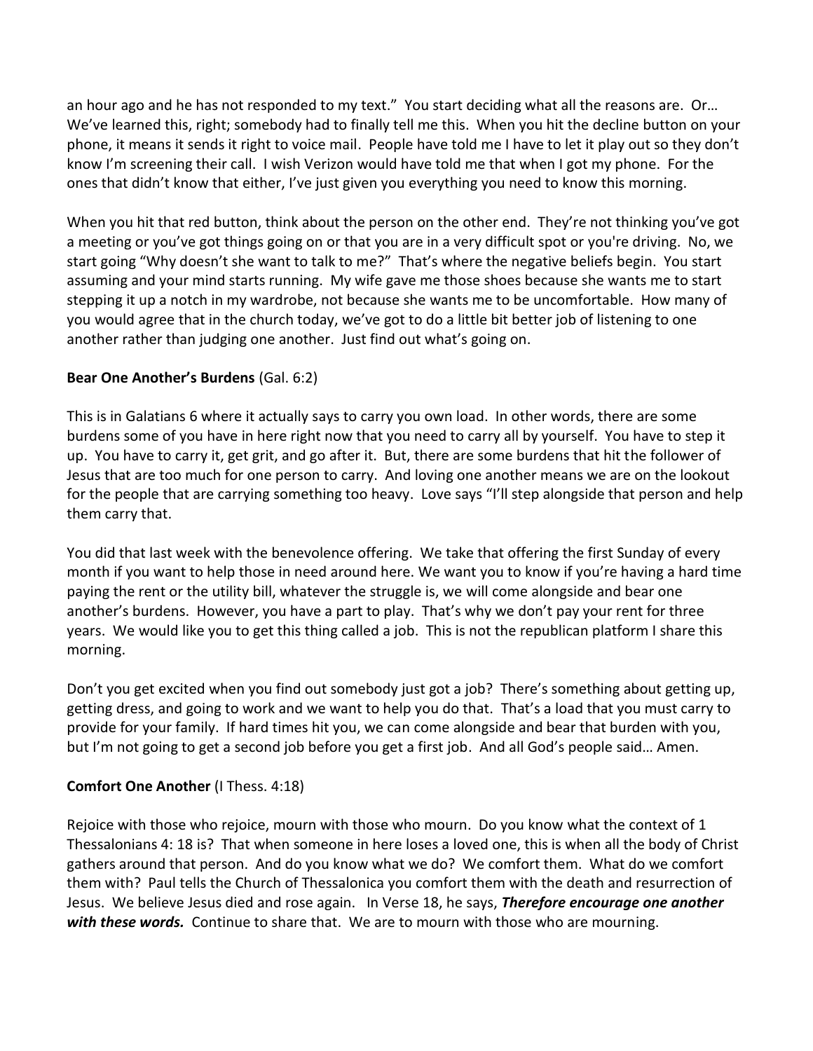an hour ago and he has not responded to my text." You start deciding what all the reasons are. Or… We've learned this, right; somebody had to finally tell me this. When you hit the decline button on your phone, it means it sends it right to voice mail. People have told me I have to let it play out so they don't know I'm screening their call. I wish Verizon would have told me that when I got my phone. For the ones that didn't know that either, I've just given you everything you need to know this morning.

When you hit that red button, think about the person on the other end. They're not thinking you've got a meeting or you've got things going on or that you are in a very difficult spot or you're driving. No, we start going "Why doesn't she want to talk to me?" That's where the negative beliefs begin. You start assuming and your mind starts running. My wife gave me those shoes because she wants me to start stepping it up a notch in my wardrobe, not because she wants me to be uncomfortable. How many of you would agree that in the church today, we've got to do a little bit better job of listening to one another rather than judging one another. Just find out what's going on.

**Bear One Another's Burdens** (Gal. 6:2)

This is in Galatians 6 where it actually says to carry you own load. In other words, there are some burdens some of you have in here right now that you need to carry all by yourself. You have to step it up. You have to carry it, get grit, and go after it. But, there are some burdens that hit the follower of Jesus that are too much for one person to carry. And loving one another means we are on the lookout for the people that are carrying something too heavy. Love says "I'll step alongside that person and help them carry that.

You did that last week with the benevolence offering. We take that offering the first Sunday of every month if you want to help those in need around here. We want you to know if you're having a hard time paying the rent or the utility bill, whatever the struggle is, we will come alongside and bear one another's burdens. However, you have a part to play. That's why we don't pay your rent for three years. We would like you to get this thing called a job. This is not the republican platform I share this morning.

Don't you get excited when you find out somebody just got a job? There's something about getting up, getting dress, and going to work and we want to help you do that. That's a load that you must carry to provide for your family. If hard times hit you, we can come alongside and bear that burden with you, but I'm not going to get a second job before you get a first job. And all God's people said… Amen.

**Comfort One Another** (I Thess. 4:18)

Rejoice with those who rejoice, mourn with those who mourn. Do you know what the context of 1 Thessalonians 4: 18 is? That when someone in here loses a loved one, this is when all the body of Christ gathers around that person. And do you know what we do? We comfort them. What do we comfort them with? Paul tells the Church of Thessalonica you comfort them with the death and resurrection of Jesus. We believe Jesus died and rose again. In Verse 18, he says, ***Therefore encourage one another with these words.*** Continue to share that. We are to mourn with those who are mourning.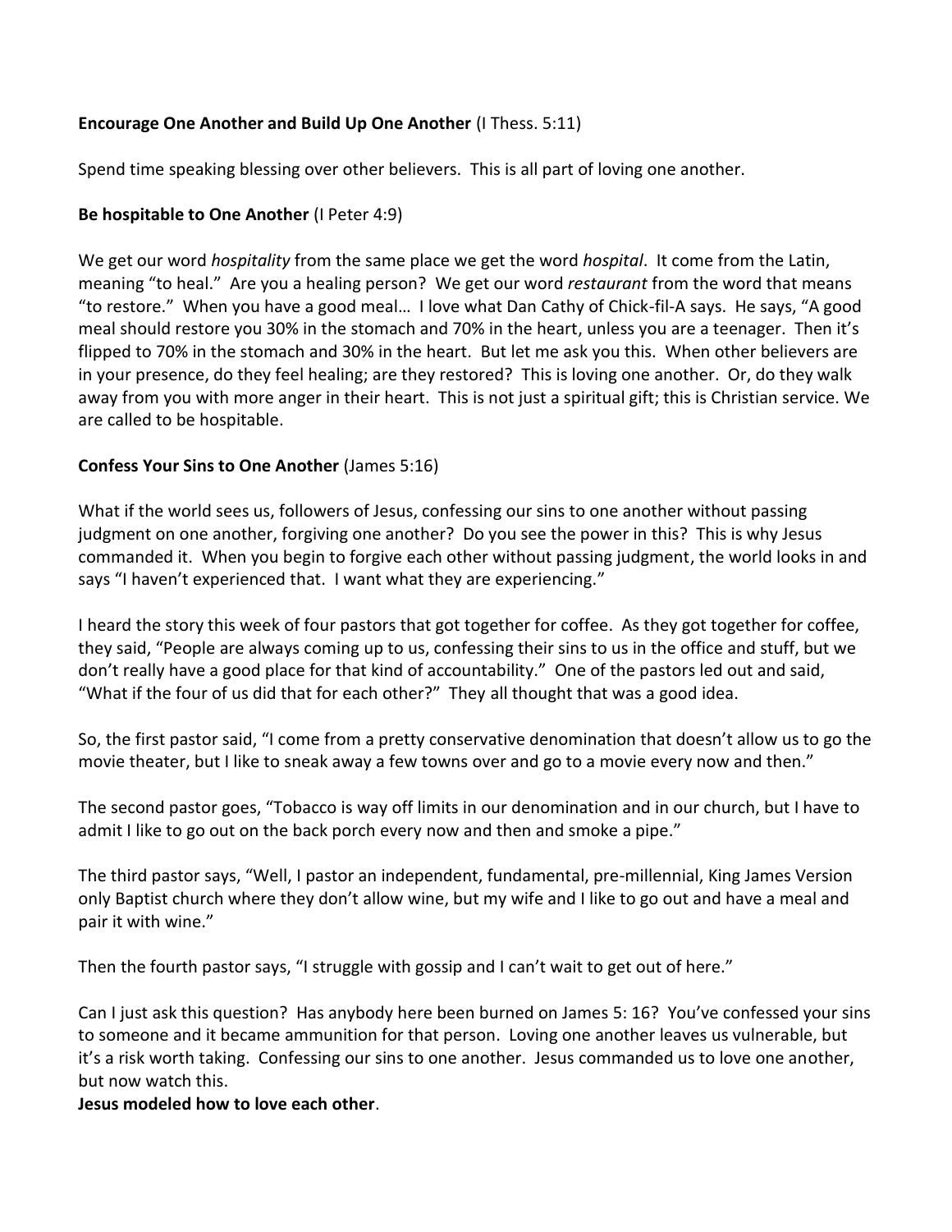**Encourage One Another and Build Up One Another** (I Thess. 5:11)

Spend time speaking blessing over other believers. This is all part of loving one another.

**Be hospitable to One Another** (I Peter 4:9)

We get our word *hospitality* from the same place we get the word *hospital*. It come from the Latin, meaning "to heal." Are you a healing person? We get our word *restaurant* from the word that means "to restore." When you have a good meal… I love what Dan Cathy of Chick-fil-A says. He says, "A good meal should restore you 30% in the stomach and 70% in the heart, unless you are a teenager. Then it's flipped to 70% in the stomach and 30% in the heart. But let me ask you this. When other believers are in your presence, do they feel healing; are they restored? This is loving one another. Or, do they walk away from you with more anger in their heart. This is not just a spiritual gift; this is Christian service. We are called to be hospitable.

**Confess Your Sins to One Another** (James 5:16)

What if the world sees us, followers of Jesus, confessing our sins to one another without passing judgment on one another, forgiving one another? Do you see the power in this? This is why Jesus commanded it. When you begin to forgive each other without passing judgment, the world looks in and says "I haven't experienced that. I want what they are experiencing."

I heard the story this week of four pastors that got together for coffee. As they got together for coffee, they said, "People are always coming up to us, confessing their sins to us in the office and stuff, but we don't really have a good place for that kind of accountability." One of the pastors led out and said, "What if the four of us did that for each other?" They all thought that was a good idea.

So, the first pastor said, "I come from a pretty conservative denomination that doesn't allow us to go the movie theater, but I like to sneak away a few towns over and go to a movie every now and then."

The second pastor goes, "Tobacco is way off limits in our denomination and in our church, but I have to admit I like to go out on the back porch every now and then and smoke a pipe."

The third pastor says, "Well, I pastor an independent, fundamental, pre-millennial, King James Version only Baptist church where they don't allow wine, but my wife and I like to go out and have a meal and pair it with wine."

Then the fourth pastor says, "I struggle with gossip and I can't wait to get out of here."

Can I just ask this question? Has anybody here been burned on James 5: 16? You've confessed your sins to someone and it became ammunition for that person. Loving one another leaves us vulnerable, but it's a risk worth taking. Confessing our sins to one another. Jesus commanded us to love one another, but now watch this.

**Jesus modeled how to love each other**.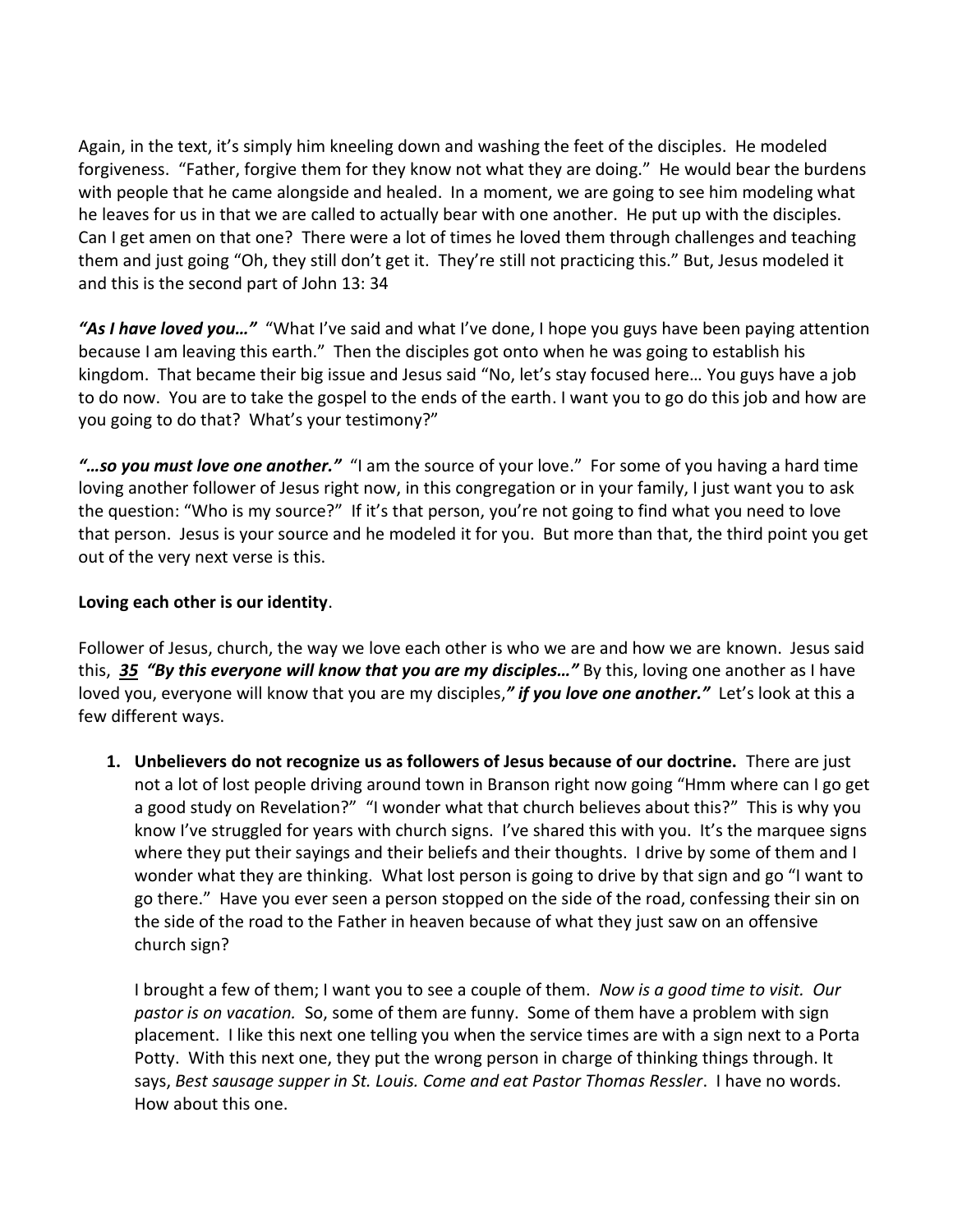Again, in the text, it's simply him kneeling down and washing the feet of the disciples. He modeled forgiveness. "Father, forgive them for they know not what they are doing." He would bear the burdens with people that he came alongside and healed. In a moment, we are going to see him modeling what he leaves for us in that we are called to actually bear with one another. He put up with the disciples. Can I get amen on that one? There were a lot of times he loved them through challenges and teaching them and just going "Oh, they still don't get it. They're still not practicing this." But, Jesus modeled it and this is the second part of John 13: 34

***"As I have loved you…"*** "What I've said and what I've done, I hope you guys have been paying attention because I am leaving this earth." Then the disciples got onto when he was going to establish his kingdom. That became their big issue and Jesus said "No, let's stay focused here… You guys have a job to do now. You are to take the gospel to the ends of the earth. I want you to go do this job and how are you going to do that? What's your testimony?"

***"…so you must love one another."*** "I am the source of your love." For some of you having a hard time loving another follower of Jesus right now, in this congregation or in your family, I just want you to ask the question: "Who is my source?" If it's that person, you're not going to find what you need to love that person. Jesus is your source and he modeled it for you. But more than that, the third point you get out of the very next verse is this.

**Loving each other is our identity**.

Follower of Jesus, church, the way we love each other is who we are and how we are known. Jesus said this, ***35*** ***"By this everyone will know that you are my disciples…"*** By this, loving one another as I have loved you, everyone will know that you are my disciples,***" if you love one another."*** Let's look at this a few different ways.

1. **Unbelievers do not recognize us as followers of Jesus because of our doctrine.** There are just not a lot of lost people driving around town in Branson right now going "Hmm where can I go get a good study on Revelation?" "I wonder what that church believes about this?" This is why you know I've struggled for years with church signs. I've shared this with you. It's the marquee signs where they put their sayings and their beliefs and their thoughts. I drive by some of them and I wonder what they are thinking. What lost person is going to drive by that sign and go "I want to go there." Have you ever seen a person stopped on the side of the road, confessing their sin on the side of the road to the Father in heaven because of what they just saw on an offensive church sign?

   I brought a few of them; I want you to see a couple of them. *Now is a good time to visit. Our pastor is on vacation.* So, some of them are funny. Some of them have a problem with sign placement. I like this next one telling you when the service times are with a sign next to a Porta Potty. With this next one, they put the wrong person in charge of thinking things through. It says, *Best sausage supper in St. Louis. Come and eat Pastor Thomas Ressler*. I have no words. How about this one.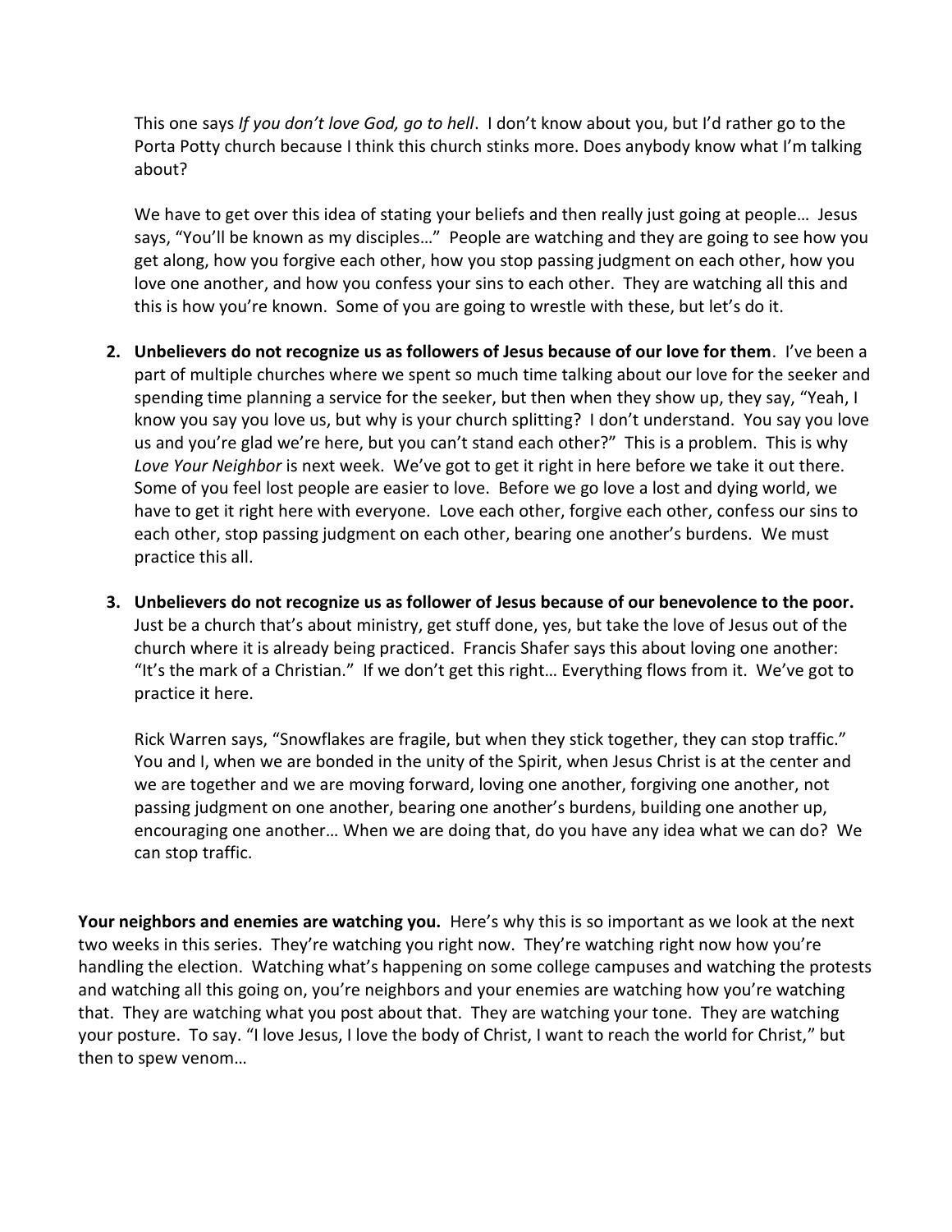This one says *If you don't love God, go to hell*. I don't know about you, but I'd rather go to the Porta Potty church because I think this church stinks more. Does anybody know what I'm talking about?

We have to get over this idea of stating your beliefs and then really just going at people… Jesus says, "You'll be known as my disciples…" People are watching and they are going to see how you get along, how you forgive each other, how you stop passing judgment on each other, how you love one another, and how you confess your sins to each other. They are watching all this and this is how you're known. Some of you are going to wrestle with these, but let's do it.

2. **Unbelievers do not recognize us as followers of Jesus because of our love for them**. I've been a part of multiple churches where we spent so much time talking about our love for the seeker and spending time planning a service for the seeker, but then when they show up, they say, "Yeah, I know you say you love us, but why is your church splitting? I don't understand. You say you love us and you're glad we're here, but you can't stand each other?" This is a problem. This is why *Love Your Neighbor* is next week. We've got to get it right in here before we take it out there. Some of you feel lost people are easier to love. Before we go love a lost and dying world, we have to get it right here with everyone. Love each other, forgive each other, confess our sins to each other, stop passing judgment on each other, bearing one another's burdens. We must practice this all.

3. **Unbelievers do not recognize us as follower of Jesus because of our benevolence to the poor.** Just be a church that's about ministry, get stuff done, yes, but take the love of Jesus out of the church where it is already being practiced. Francis Shafer says this about loving one another: "It's the mark of a Christian." If we don't get this right… Everything flows from it. We've got to practice it here.

   Rick Warren says, "Snowflakes are fragile, but when they stick together, they can stop traffic." You and I, when we are bonded in the unity of the Spirit, when Jesus Christ is at the center and we are together and we are moving forward, loving one another, forgiving one another, not passing judgment on one another, bearing one another's burdens, building one another up, encouraging one another… When we are doing that, do you have any idea what we can do? We can stop traffic.

**Your neighbors and enemies are watching you.** Here's why this is so important as we look at the next two weeks in this series. They're watching you right now. They're watching right now how you're handling the election. Watching what's happening on some college campuses and watching the protests and watching all this going on, you're neighbors and your enemies are watching how you're watching that. They are watching what you post about that. They are watching your tone. They are watching your posture. To say. "I love Jesus, I love the body of Christ, I want to reach the world for Christ," but then to spew venom…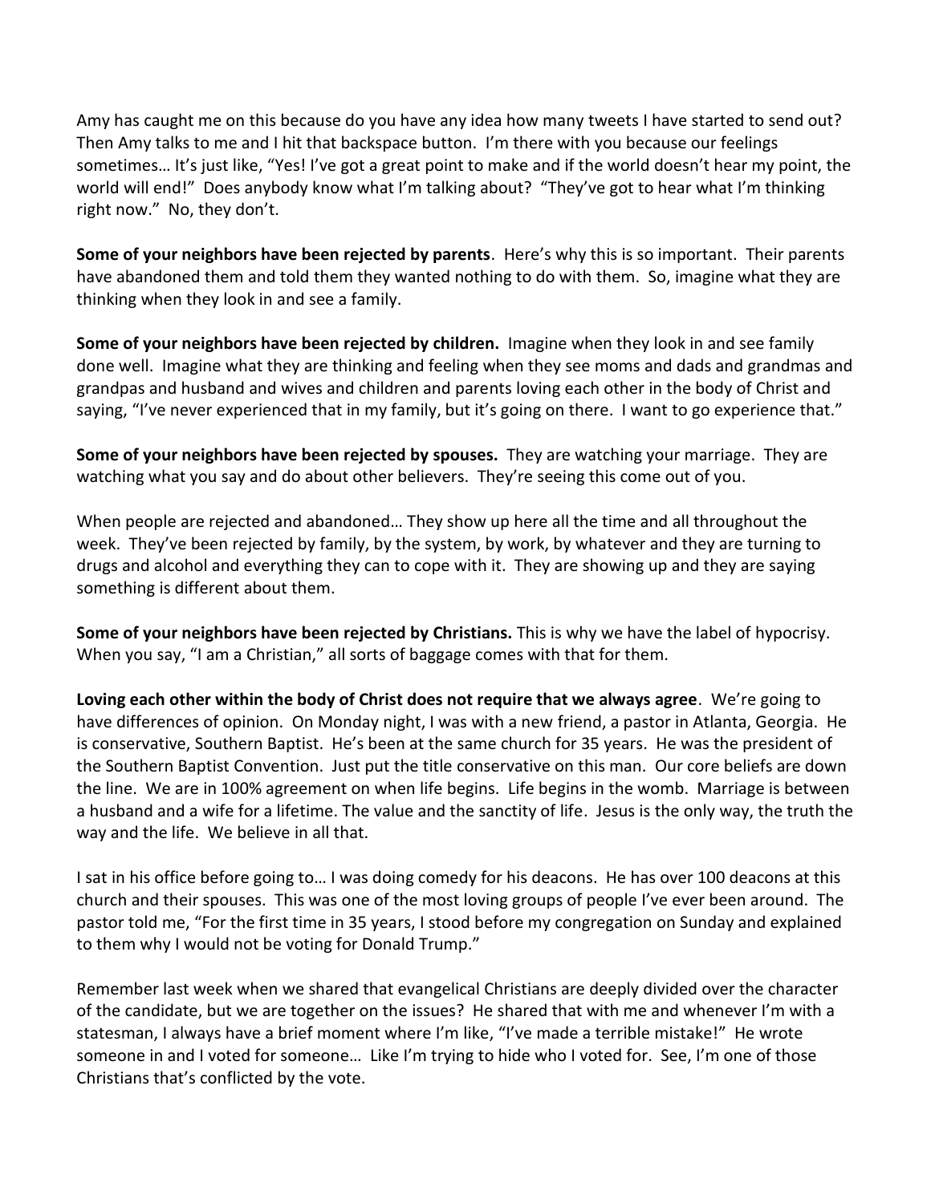Amy has caught me on this because do you have any idea how many tweets I have started to send out? Then Amy talks to me and I hit that backspace button. I'm there with you because our feelings sometimes… It's just like, "Yes! I've got a great point to make and if the world doesn't hear my point, the world will end!" Does anybody know what I'm talking about? "They've got to hear what I'm thinking right now." No, they don't.

**Some of your neighbors have been rejected by parents**. Here's why this is so important. Their parents have abandoned them and told them they wanted nothing to do with them. So, imagine what they are thinking when they look in and see a family.

**Some of your neighbors have been rejected by children.** Imagine when they look in and see family done well. Imagine what they are thinking and feeling when they see moms and dads and grandmas and grandpas and husband and wives and children and parents loving each other in the body of Christ and saying, "I've never experienced that in my family, but it's going on there. I want to go experience that."

**Some of your neighbors have been rejected by spouses.** They are watching your marriage. They are watching what you say and do about other believers. They're seeing this come out of you.

When people are rejected and abandoned… They show up here all the time and all throughout the week. They've been rejected by family, by the system, by work, by whatever and they are turning to drugs and alcohol and everything they can to cope with it. They are showing up and they are saying something is different about them.

**Some of your neighbors have been rejected by Christians.** This is why we have the label of hypocrisy. When you say, "I am a Christian," all sorts of baggage comes with that for them.

**Loving each other within the body of Christ does not require that we always agree**. We're going to have differences of opinion. On Monday night, I was with a new friend, a pastor in Atlanta, Georgia. He is conservative, Southern Baptist. He's been at the same church for 35 years. He was the president of the Southern Baptist Convention. Just put the title conservative on this man. Our core beliefs are down the line. We are in 100% agreement on when life begins. Life begins in the womb. Marriage is between a husband and a wife for a lifetime. The value and the sanctity of life. Jesus is the only way, the truth the way and the life. We believe in all that.

I sat in his office before going to… I was doing comedy for his deacons. He has over 100 deacons at this church and their spouses. This was one of the most loving groups of people I've ever been around. The pastor told me, "For the first time in 35 years, I stood before my congregation on Sunday and explained to them why I would not be voting for Donald Trump."

Remember last week when we shared that evangelical Christians are deeply divided over the character of the candidate, but we are together on the issues? He shared that with me and whenever I'm with a statesman, I always have a brief moment where I'm like, "I've made a terrible mistake!" He wrote someone in and I voted for someone… Like I'm trying to hide who I voted for. See, I'm one of those Christians that's conflicted by the vote.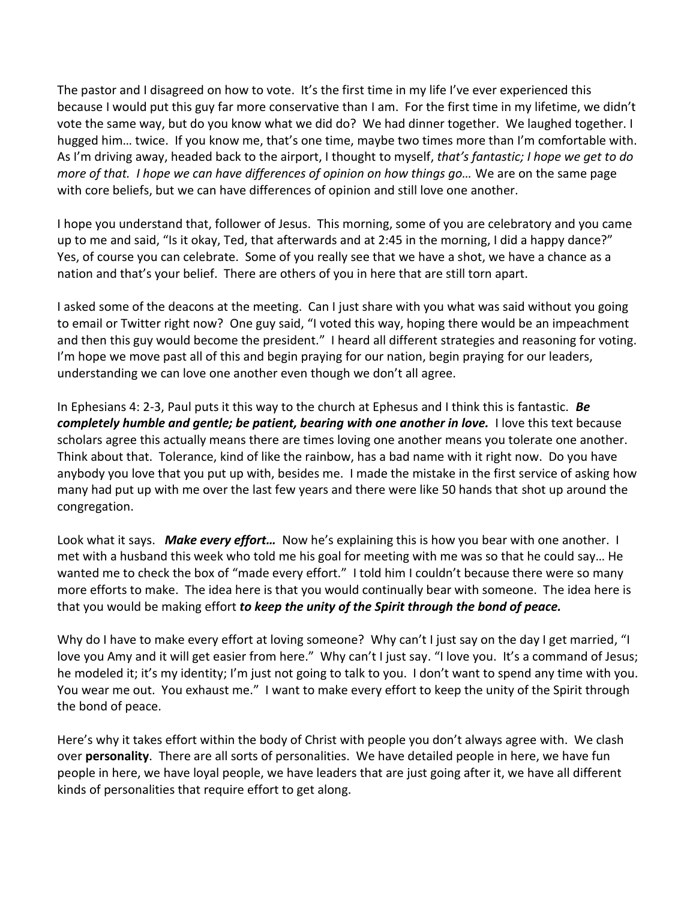The pastor and I disagreed on how to vote. It's the first time in my life I've ever experienced this because I would put this guy far more conservative than I am. For the first time in my lifetime, we didn't vote the same way, but do you know what we did do? We had dinner together. We laughed together. I hugged him… twice. If you know me, that's one time, maybe two times more than I'm comfortable with. As I'm driving away, headed back to the airport, I thought to myself, *that's fantastic; I hope we get to do more of that. I hope we can have differences of opinion on how things go…* We are on the same page with core beliefs, but we can have differences of opinion and still love one another.

I hope you understand that, follower of Jesus. This morning, some of you are celebratory and you came up to me and said, "Is it okay, Ted, that afterwards and at 2:45 in the morning, I did a happy dance?" Yes, of course you can celebrate. Some of you really see that we have a shot, we have a chance as a nation and that's your belief. There are others of you in here that are still torn apart.

I asked some of the deacons at the meeting. Can I just share with you what was said without you going to email or Twitter right now? One guy said, "I voted this way, hoping there would be an impeachment and then this guy would become the president." I heard all different strategies and reasoning for voting. I'm hope we move past all of this and begin praying for our nation, begin praying for our leaders, understanding we can love one another even though we don't all agree.

In Ephesians 4: 2-3, Paul puts it this way to the church at Ephesus and I think this is fantastic. ***Be completely humble and gentle; be patient, bearing with one another in love.*** I love this text because scholars agree this actually means there are times loving one another means you tolerate one another. Think about that. Tolerance, kind of like the rainbow, has a bad name with it right now. Do you have anybody you love that you put up with, besides me. I made the mistake in the first service of asking how many had put up with me over the last few years and there were like 50 hands that shot up around the congregation.

Look what it says. ***Make every effort…*** Now he's explaining this is how you bear with one another. I met with a husband this week who told me his goal for meeting with me was so that he could say… He wanted me to check the box of "made every effort." I told him I couldn't because there were so many more efforts to make. The idea here is that you would continually bear with someone. The idea here is that you would be making effort ***to keep the unity of the Spirit through the bond of peace.***

Why do I have to make every effort at loving someone? Why can't I just say on the day I get married, "I love you Amy and it will get easier from here." Why can't I just say. "I love you. It's a command of Jesus; he modeled it; it's my identity; I'm just not going to talk to you. I don't want to spend any time with you. You wear me out. You exhaust me." I want to make every effort to keep the unity of the Spirit through the bond of peace.

Here's why it takes effort within the body of Christ with people you don't always agree with. We clash over **personality**. There are all sorts of personalities. We have detailed people in here, we have fun people in here, we have loyal people, we have leaders that are just going after it, we have all different kinds of personalities that require effort to get along.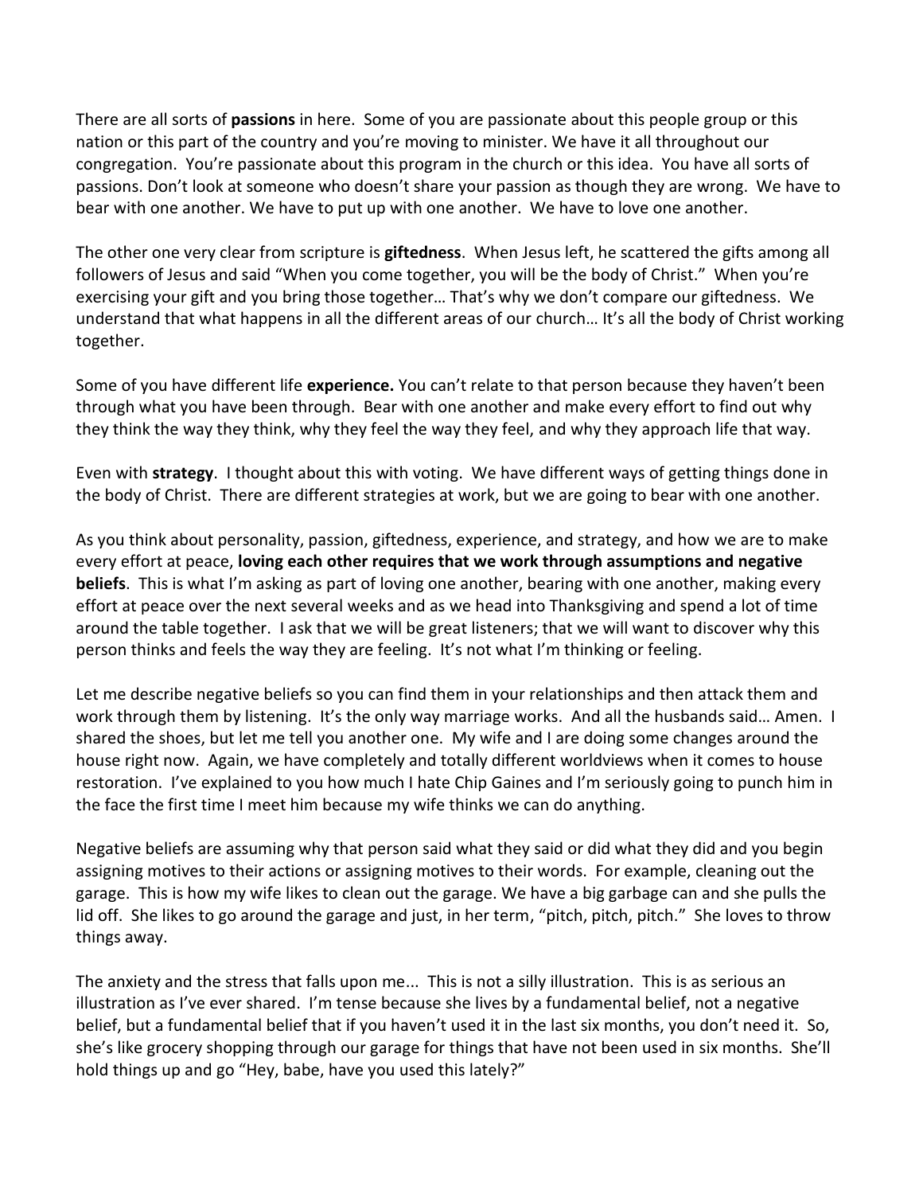There are all sorts of **passions** in here. Some of you are passionate about this people group or this nation or this part of the country and you're moving to minister. We have it all throughout our congregation. You're passionate about this program in the church or this idea. You have all sorts of passions. Don't look at someone who doesn't share your passion as though they are wrong. We have to bear with one another. We have to put up with one another. We have to love one another.

The other one very clear from scripture is **giftedness**. When Jesus left, he scattered the gifts among all followers of Jesus and said "When you come together, you will be the body of Christ." When you're exercising your gift and you bring those together… That's why we don't compare our giftedness. We understand that what happens in all the different areas of our church… It's all the body of Christ working together.

Some of you have different life **experience.** You can't relate to that person because they haven't been through what you have been through. Bear with one another and make every effort to find out why they think the way they think, why they feel the way they feel, and why they approach life that way.

Even with **strategy**. I thought about this with voting. We have different ways of getting things done in the body of Christ. There are different strategies at work, but we are going to bear with one another.

As you think about personality, passion, giftedness, experience, and strategy, and how we are to make every effort at peace, **loving each other requires that we work through assumptions and negative beliefs**. This is what I'm asking as part of loving one another, bearing with one another, making every effort at peace over the next several weeks and as we head into Thanksgiving and spend a lot of time around the table together. I ask that we will be great listeners; that we will want to discover why this person thinks and feels the way they are feeling. It's not what I'm thinking or feeling.

Let me describe negative beliefs so you can find them in your relationships and then attack them and work through them by listening. It's the only way marriage works. And all the husbands said… Amen. I shared the shoes, but let me tell you another one. My wife and I are doing some changes around the house right now. Again, we have completely and totally different worldviews when it comes to house restoration. I've explained to you how much I hate Chip Gaines and I'm seriously going to punch him in the face the first time I meet him because my wife thinks we can do anything.

Negative beliefs are assuming why that person said what they said or did what they did and you begin assigning motives to their actions or assigning motives to their words. For example, cleaning out the garage. This is how my wife likes to clean out the garage. We have a big garbage can and she pulls the lid off. She likes to go around the garage and just, in her term, "pitch, pitch, pitch." She loves to throw things away.

The anxiety and the stress that falls upon me... This is not a silly illustration. This is as serious an illustration as I've ever shared. I'm tense because she lives by a fundamental belief, not a negative belief, but a fundamental belief that if you haven't used it in the last six months, you don't need it. So, she's like grocery shopping through our garage for things that have not been used in six months. She'll hold things up and go "Hey, babe, have you used this lately?"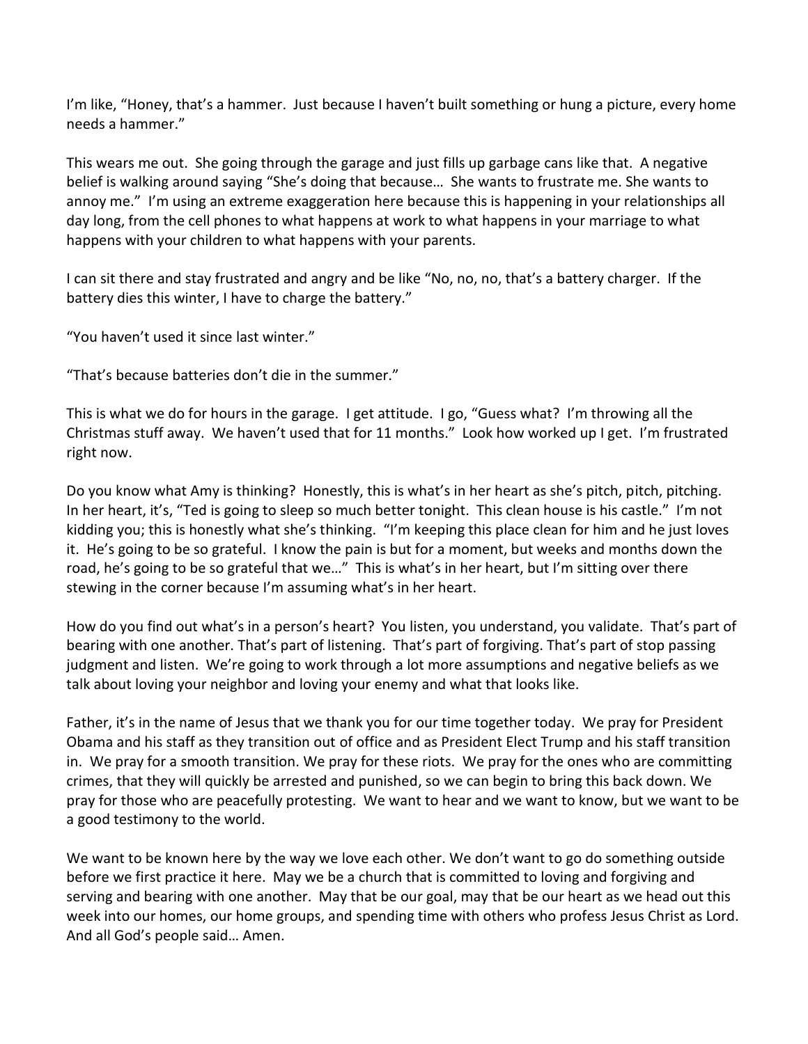I'm like, "Honey, that's a hammer. Just because I haven't built something or hung a picture, every home needs a hammer."

This wears me out. She going through the garage and just fills up garbage cans like that. A negative belief is walking around saying "She's doing that because… She wants to frustrate me. She wants to annoy me." I'm using an extreme exaggeration here because this is happening in your relationships all day long, from the cell phones to what happens at work to what happens in your marriage to what happens with your children to what happens with your parents.

I can sit there and stay frustrated and angry and be like "No, no, no, that's a battery charger. If the battery dies this winter, I have to charge the battery."

"You haven't used it since last winter."

"That's because batteries don't die in the summer."

This is what we do for hours in the garage. I get attitude. I go, "Guess what? I'm throwing all the Christmas stuff away. We haven't used that for 11 months." Look how worked up I get. I'm frustrated right now.

Do you know what Amy is thinking? Honestly, this is what's in her heart as she's pitch, pitch, pitching. In her heart, it's, "Ted is going to sleep so much better tonight. This clean house is his castle." I'm not kidding you; this is honestly what she's thinking. "I'm keeping this place clean for him and he just loves it. He's going to be so grateful. I know the pain is but for a moment, but weeks and months down the road, he's going to be so grateful that we…" This is what's in her heart, but I'm sitting over there stewing in the corner because I'm assuming what's in her heart.

How do you find out what's in a person's heart? You listen, you understand, you validate. That's part of bearing with one another. That's part of listening. That's part of forgiving. That's part of stop passing judgment and listen. We're going to work through a lot more assumptions and negative beliefs as we talk about loving your neighbor and loving your enemy and what that looks like.

Father, it's in the name of Jesus that we thank you for our time together today. We pray for President Obama and his staff as they transition out of office and as President Elect Trump and his staff transition in. We pray for a smooth transition. We pray for these riots. We pray for the ones who are committing crimes, that they will quickly be arrested and punished, so we can begin to bring this back down. We pray for those who are peacefully protesting. We want to hear and we want to know, but we want to be a good testimony to the world.

We want to be known here by the way we love each other. We don't want to go do something outside before we first practice it here. May we be a church that is committed to loving and forgiving and serving and bearing with one another. May that be our goal, may that be our heart as we head out this week into our homes, our home groups, and spending time with others who profess Jesus Christ as Lord. And all God's people said… Amen.